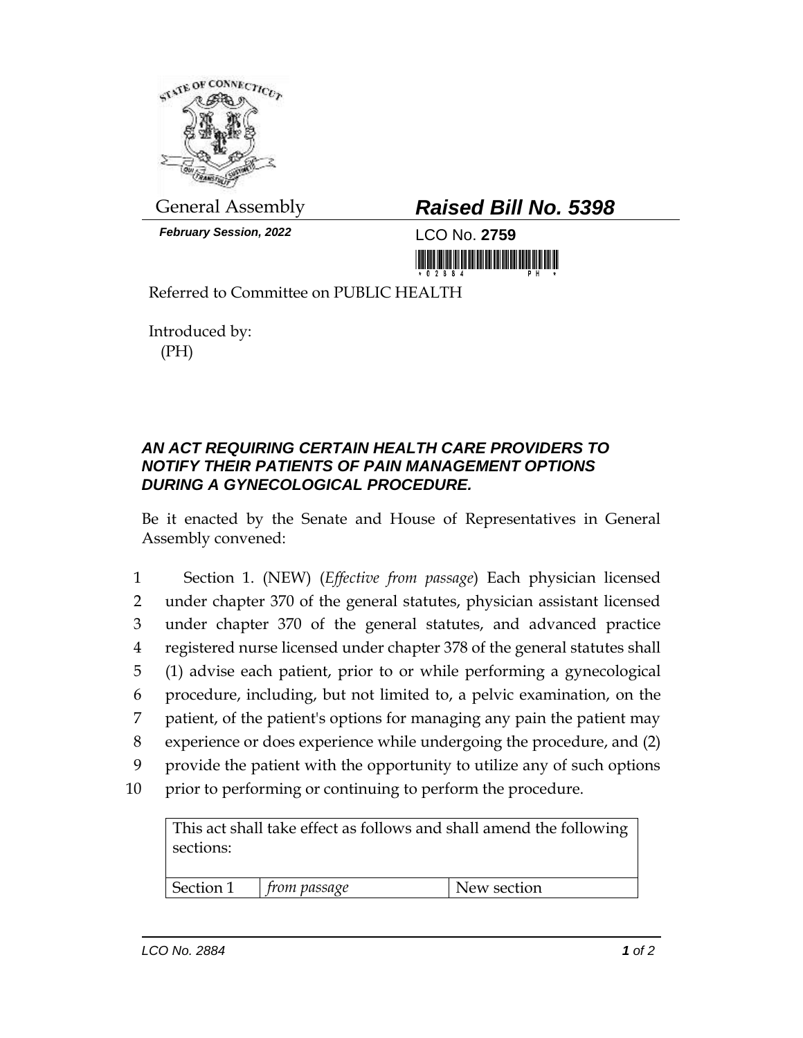General Assembly

***February Session, 2022***

## ***Raised Bill No. 5398***

LCO No. **2759**

Referred to Committee on PUBLIC HEALTH

Introduced by:
(PH)

### ***AN ACT REQUIRING CERTAIN HEALTH CARE PROVIDERS TO NOTIFY THEIR PATIENTS OF PAIN MANAGEMENT OPTIONS DURING A GYNECOLOGICAL PROCEDURE.***

Be it enacted by the Senate and House of Representatives in General Assembly convened:

1 Section 1. (NEW) (*Effective from passage*) Each physician licensed
2 under chapter 370 of the general statutes, physician assistant licensed
3 under chapter 370 of the general statutes, and advanced practice
4 registered nurse licensed under chapter 378 of the general statutes shall
5 (1) advise each patient, prior to or while performing a gynecological
6 procedure, including, but not limited to, a pelvic examination, on the
7 patient, of the patient's options for managing any pain the patient may
8 experience or does experience while undergoing the procedure, and (2)
9 provide the patient with the opportunity to utilize any of such options
10 prior to performing or continuing to perform the procedure.

| This act shall take effect as follows and shall amend the following sections: | | |
| --- | --- | --- |
| Section 1 | *from passage* | New section |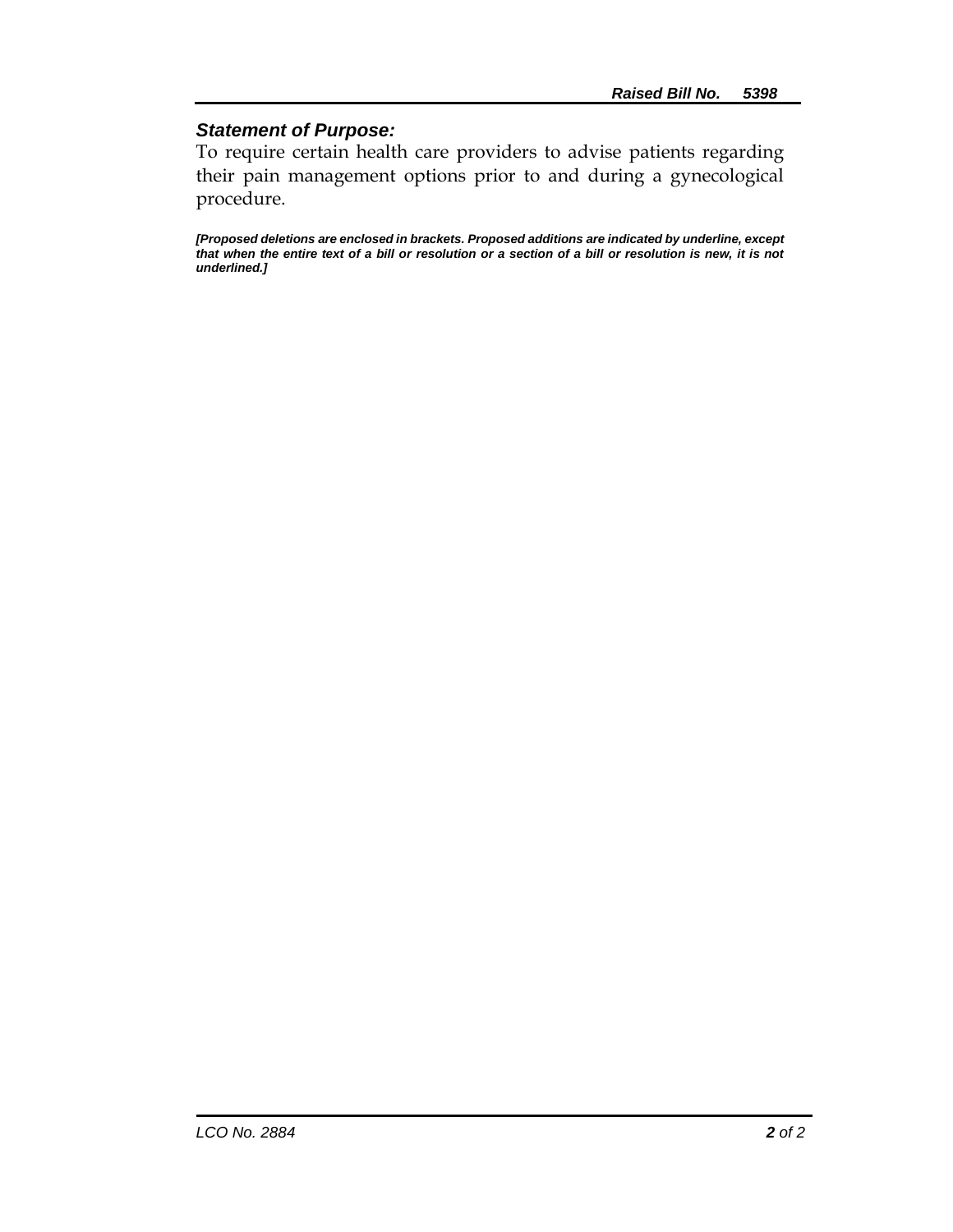***Statement of Purpose:***

To require certain health care providers to advise patients regarding their pain management options prior to and during a gynecological procedure.

***[Proposed deletions are enclosed in brackets. Proposed additions are indicated by underline, except that when the entire text of a bill or resolution or a section of a bill or resolution is new, it is not underlined.]***